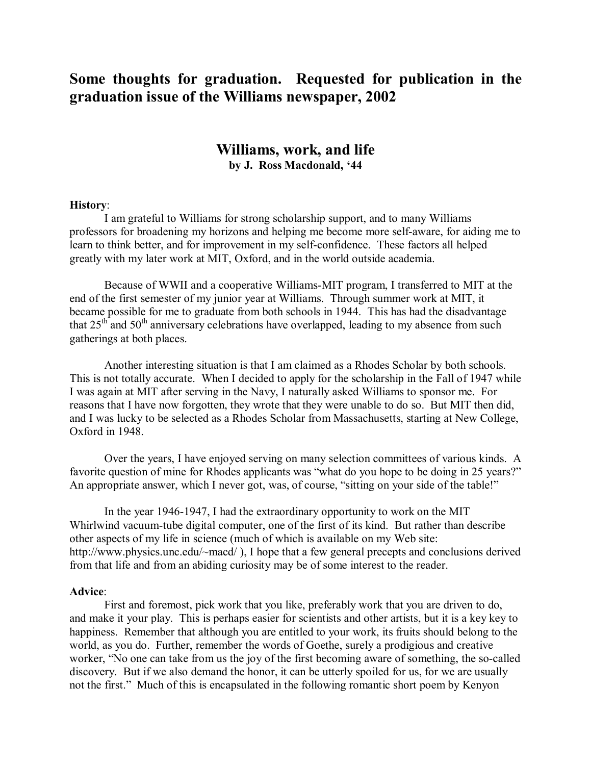## Some thoughts for graduation. Requested for publication in the graduation issue of the Williams newspaper, 2002

# Williams, work, and life

**by J. Ross Macdonald, '44**

**History**:

I am grateful to Williams for strong scholarship support, and to many Williams professors for broadening my horizons and helping me become more self-aware, for aiding me to learn to think better, and for improvement in my self-confidence. These factors all helped greatly with my later work at MIT, Oxford, and in the world outside academia.

Because of WWII and a cooperative Williams-MIT program, I transferred to MIT at the end of the first semester of my junior year at Williams. Through summer work at MIT, it became possible for me to graduate from both schools in 1944. This has had the disadvantage that 25th and 50th anniversary celebrations have overlapped, leading to my absence from such gatherings at both places.

Another interesting situation is that I am claimed as a Rhodes Scholar by both schools. This is not totally accurate. When I decided to apply for the scholarship in the Fall of 1947 while I was again at MIT after serving in the Navy, I naturally asked Williams to sponsor me. For reasons that I have now forgotten, they wrote that they were unable to do so. But MIT then did, and I was lucky to be selected as a Rhodes Scholar from Massachusetts, starting at New College, Oxford in 1948.

Over the years, I have enjoyed serving on many selection committees of various kinds. A favorite question of mine for Rhodes applicants was "what do you hope to be doing in 25 years?" An appropriate answer, which I never got, was, of course, "sitting on your side of the table!"

In the year 1946-1947, I had the extraordinary opportunity to work on the MIT Whirlwind vacuum-tube digital computer, one of the first of its kind. But rather than describe other aspects of my life in science (much of which is available on my Web site: http://www.physics.unc.edu/~macd/ ), I hope that a few general precepts and conclusions derived from that life and from an abiding curiosity may be of some interest to the reader.

**Advice**:

First and foremost, pick work that you like, preferably work that you are driven to do, and make it your play. This is perhaps easier for scientists and other artists, but it is a key key to happiness. Remember that although you are entitled to your work, its fruits should belong to the world, as you do. Further, remember the words of Goethe, surely a prodigious and creative worker, "No one can take from us the joy of the first becoming aware of something, the so-called discovery. But if we also demand the honor, it can be utterly spoiled for us, for we are usually not the first." Much of this is encapsulated in the following romantic short poem by Kenyon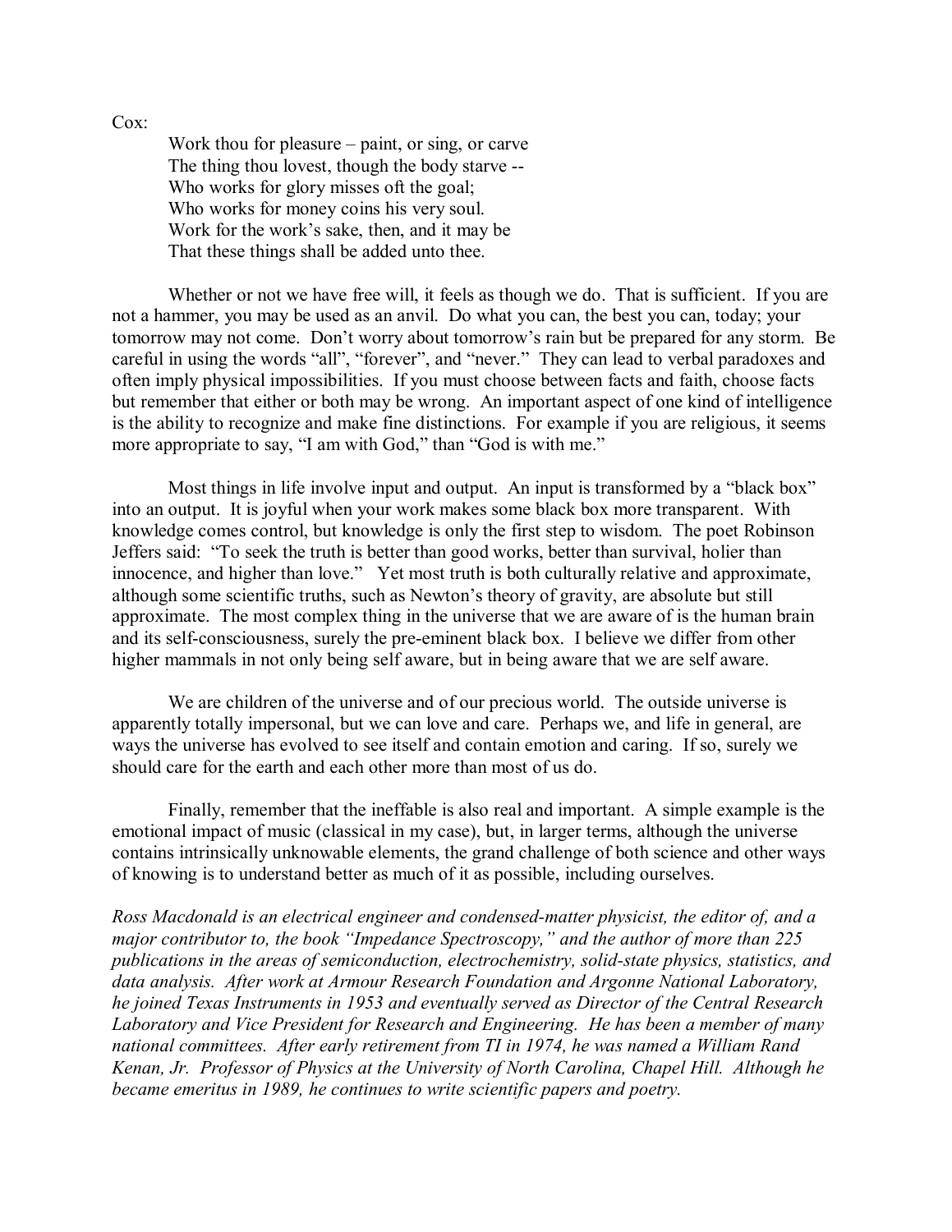Cox:

> Work thou for pleasure – paint, or sing, or carve
> The thing thou lovest, though the body starve --
> Who works for glory misses oft the goal;
> Who works for money coins his very soul.
> Work for the work's sake, then, and it may be
> That these things shall be added unto thee.

Whether or not we have free will, it feels as though we do. That is sufficient. If you are not a hammer, you may be used as an anvil. Do what you can, the best you can, today; your tomorrow may not come. Don't worry about tomorrow's rain but be prepared for any storm. Be careful in using the words "all", "forever", and "never." They can lead to verbal paradoxes and often imply physical impossibilities. If you must choose between facts and faith, choose facts but remember that either or both may be wrong. An important aspect of one kind of intelligence is the ability to recognize and make fine distinctions. For example if you are religious, it seems more appropriate to say, "I am with God," than "God is with me."

Most things in life involve input and output. An input is transformed by a "black box" into an output. It is joyful when your work makes some black box more transparent. With knowledge comes control, but knowledge is only the first step to wisdom. The poet Robinson Jeffers said: "To seek the truth is better than good works, better than survival, holier than innocence, and higher than love." Yet most truth is both culturally relative and approximate, although some scientific truths, such as Newton's theory of gravity, are absolute but still approximate. The most complex thing in the universe that we are aware of is the human brain and its self-consciousness, surely the pre-eminent black box. I believe we differ from other higher mammals in not only being self aware, but in being aware that we are self aware.

We are children of the universe and of our precious world. The outside universe is apparently totally impersonal, but we can love and care. Perhaps we, and life in general, are ways the universe has evolved to see itself and contain emotion and caring. If so, surely we should care for the earth and each other more than most of us do.

Finally, remember that the ineffable is also real and important. A simple example is the emotional impact of music (classical in my case), but, in larger terms, although the universe contains intrinsically unknowable elements, the grand challenge of both science and other ways of knowing is to understand better as much of it as possible, including ourselves.

*Ross Macdonald is an electrical engineer and condensed-matter physicist, the editor of, and a major contributor to, the book "Impedance Spectroscopy," and the author of more than 225 publications in the areas of semiconduction, electrochemistry, solid-state physics, statistics, and data analysis. After work at Armour Research Foundation and Argonne National Laboratory, he joined Texas Instruments in 1953 and eventually served as Director of the Central Research Laboratory and Vice President for Research and Engineering. He has been a member of many national committees. After early retirement from TI in 1974, he was named a William Rand Kenan, Jr. Professor of Physics at the University of North Carolina, Chapel Hill. Although he became emeritus in 1989, he continues to write scientific papers and poetry.*